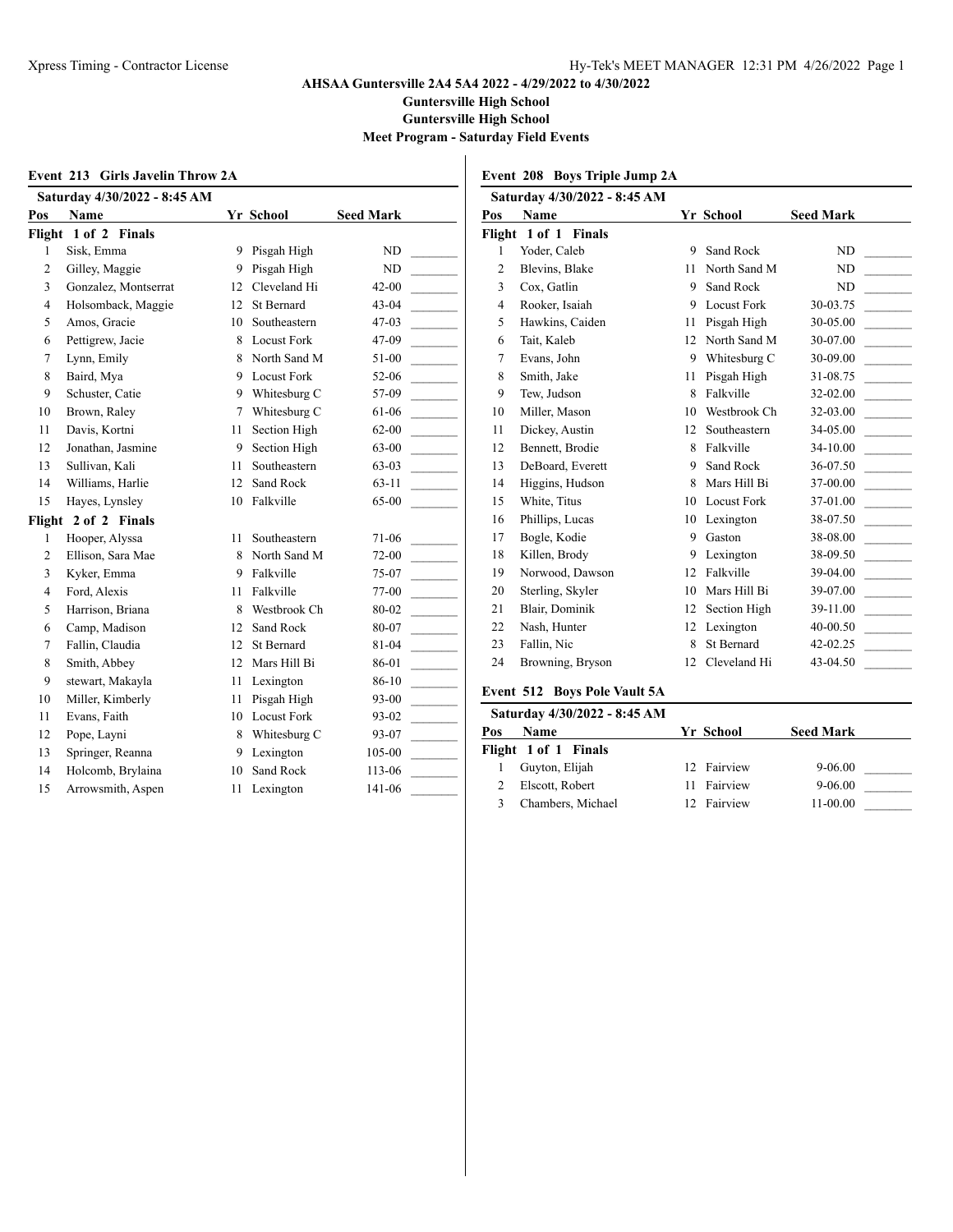# AHSAA Guntersville 2A4 5A4 2022 - 4/29/2022 to 4/30/2022

**Guntersville High School**

**Guntersville High School**

**Meet Program - Saturday Field Events**

## Event 213 Girls Javelin Throw 2A

**Saturday 4/30/2022 - 8:45 AM**

| Pos | Name | Yr | School | Seed Mark | |
|---|---|---|---|---|---|
| **Flight 1 of 2 Finals** | | | | | |
| 1 | Sisk, Emma | 9 | Pisgah High | ND | _______ |
| 2 | Gilley, Maggie | 9 | Pisgah High | ND | _______ |
| 3 | Gonzalez, Montserrat | 12 | Cleveland Hi | 42-00 | _______ |
| 4 | Holsomback, Maggie | 12 | St Bernard | 43-04 | _______ |
| 5 | Amos, Gracie | 10 | Southeastern | 47-03 | _______ |
| 6 | Pettigrew, Jacie | 8 | Locust Fork | 47-09 | _______ |
| 7 | Lynn, Emily | 8 | North Sand M | 51-00 | _______ |
| 8 | Baird, Mya | 9 | Locust Fork | 52-06 | _______ |
| 9 | Schuster, Catie | 9 | Whitesburg C | 57-09 | _______ |
| 10 | Brown, Raley | 7 | Whitesburg C | 61-06 | _______ |
| 11 | Davis, Kortni | 11 | Section High | 62-00 | _______ |
| 12 | Jonathan, Jasmine | 9 | Section High | 63-00 | _______ |
| 13 | Sullivan, Kali | 11 | Southeastern | 63-03 | _______ |
| 14 | Williams, Harlie | 12 | Sand Rock | 63-11 | _______ |
| 15 | Hayes, Lynsley | 10 | Falkville | 65-00 | _______ |
| **Flight 2 of 2 Finals** | | | | | |
| 1 | Hooper, Alyssa | 11 | Southeastern | 71-06 | _______ |
| 2 | Ellison, Sara Mae | 8 | North Sand M | 72-00 | _______ |
| 3 | Kyker, Emma | 9 | Falkville | 75-07 | _______ |
| 4 | Ford, Alexis | 11 | Falkville | 77-00 | _______ |
| 5 | Harrison, Briana | 8 | Westbrook Ch | 80-02 | _______ |
| 6 | Camp, Madison | 12 | Sand Rock | 80-07 | _______ |
| 7 | Fallin, Claudia | 12 | St Bernard | 81-04 | _______ |
| 8 | Smith, Abbey | 12 | Mars Hill Bi | 86-01 | _______ |
| 9 | stewart, Makayla | 11 | Lexington | 86-10 | _______ |
| 10 | Miller, Kimberly | 11 | Pisgah High | 93-00 | _______ |
| 11 | Evans, Faith | 10 | Locust Fork | 93-02 | _______ |
| 12 | Pope, Layni | 8 | Whitesburg C | 93-07 | _______ |
| 13 | Springer, Reanna | 9 | Lexington | 105-00 | _______ |
| 14 | Holcomb, Brylaina | 10 | Sand Rock | 113-06 | _______ |
| 15 | Arrowsmith, Aspen | 11 | Lexington | 141-06 | _______ |

## Event 208 Boys Triple Jump 2A

**Saturday 4/30/2022 - 8:45 AM**

| Pos | Name | Yr | School | Seed Mark | |
|---|---|---|---|---|---|
| **Flight 1 of 1 Finals** | | | | | |
| 1 | Yoder, Caleb | 9 | Sand Rock | ND | _______ |
| 2 | Blevins, Blake | 11 | North Sand M | ND | _______ |
| 3 | Cox, Gatlin | 9 | Sand Rock | ND | _______ |
| 4 | Rooker, Isaiah | 9 | Locust Fork | 30-03.75 | _______ |
| 5 | Hawkins, Caiden | 11 | Pisgah High | 30-05.00 | _______ |
| 6 | Tait, Kaleb | 12 | North Sand M | 30-07.00 | _______ |
| 7 | Evans, John | 9 | Whitesburg C | 30-09.00 | _______ |
| 8 | Smith, Jake | 11 | Pisgah High | 31-08.75 | _______ |
| 9 | Tew, Judson | 8 | Falkville | 32-02.00 | _______ |
| 10 | Miller, Mason | 10 | Westbrook Ch | 32-03.00 | _______ |
| 11 | Dickey, Austin | 12 | Southeastern | 34-05.00 | _______ |
| 12 | Bennett, Brodie | 8 | Falkville | 34-10.00 | _______ |
| 13 | DeBoard, Everett | 9 | Sand Rock | 36-07.50 | _______ |
| 14 | Higgins, Hudson | 8 | Mars Hill Bi | 37-00.00 | _______ |
| 15 | White, Titus | 10 | Locust Fork | 37-01.00 | _______ |
| 16 | Phillips, Lucas | 10 | Lexington | 38-07.50 | _______ |
| 17 | Bogle, Kodie | 9 | Gaston | 38-08.00 | _______ |
| 18 | Killen, Brody | 9 | Lexington | 38-09.50 | _______ |
| 19 | Norwood, Dawson | 12 | Falkville | 39-04.00 | _______ |
| 20 | Sterling, Skyler | 10 | Mars Hill Bi | 39-07.00 | _______ |
| 21 | Blair, Dominik | 12 | Section High | 39-11.00 | _______ |
| 22 | Nash, Hunter | 12 | Lexington | 40-00.50 | _______ |
| 23 | Fallin, Nic | 8 | St Bernard | 42-02.25 | _______ |
| 24 | Browning, Bryson | 12 | Cleveland Hi | 43-04.50 | _______ |

## Event 512 Boys Pole Vault 5A

**Saturday 4/30/2022 - 8:45 AM**

| Pos | Name | Yr | School | Seed Mark | |
|---|---|---|---|---|---|
| **Flight 1 of 1 Finals** | | | | | |
| 1 | Guyton, Elijah | 12 | Fairview | 9-06.00 | _______ |
| 2 | Elscott, Robert | 11 | Fairview | 9-06.00 | _______ |
| 3 | Chambers, Michael | 12 | Fairview | 11-00.00 | _______ |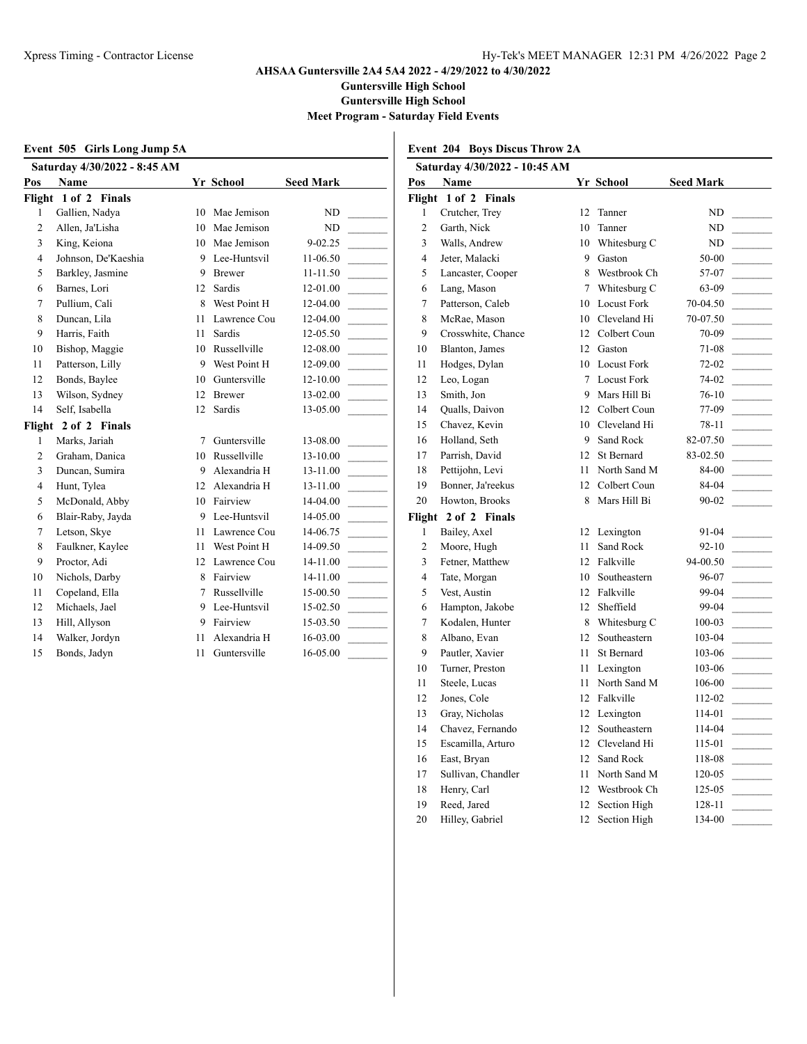**AHSAA Guntersville 2A4 5A4 2022 - 4/29/2022 to 4/30/2022**
**Guntersville High School**
**Guntersville High School**
**Meet Program - Saturday Field Events**

## Event 505 Girls Long Jump 5A

**Saturday 4/30/2022 - 8:45 AM**

| Pos | Name | Yr | School | Seed Mark | |
|---|---|---|---|---|---|
| **Flight 1 of 2 Finals** | | | | | |
| 1 | Gallien, Nadya | 10 | Mae Jemison | ND | _______ |
| 2 | Allen, Ja'Lisha | 10 | Mae Jemison | ND | _______ |
| 3 | King, Keiona | 10 | Mae Jemison | 9-02.25 | _______ |
| 4 | Johnson, De'Kaeshia | 9 | Lee-Huntsvil | 11-06.50 | _______ |
| 5 | Barkley, Jasmine | 9 | Brewer | 11-11.50 | _______ |
| 6 | Barnes, Lori | 12 | Sardis | 12-01.00 | _______ |
| 7 | Pullium, Cali | 8 | West Point H | 12-04.00 | _______ |
| 8 | Duncan, Lila | 11 | Lawrence Cou | 12-04.00 | _______ |
| 9 | Harris, Faith | 11 | Sardis | 12-05.50 | _______ |
| 10 | Bishop, Maggie | 10 | Russellville | 12-08.00 | _______ |
| 11 | Patterson, Lilly | 9 | West Point H | 12-09.00 | _______ |
| 12 | Bonds, Baylee | 10 | Guntersville | 12-10.00 | _______ |
| 13 | Wilson, Sydney | 12 | Brewer | 13-02.00 | _______ |
| 14 | Self, Isabella | 12 | Sardis | 13-05.00 | _______ |
| **Flight 2 of 2 Finals** | | | | | |
| 1 | Marks, Jariah | 7 | Guntersville | 13-08.00 | _______ |
| 2 | Graham, Danica | 10 | Russellville | 13-10.00 | _______ |
| 3 | Duncan, Sumira | 9 | Alexandria H | 13-11.00 | _______ |
| 4 | Hunt, Tylea | 12 | Alexandria H | 13-11.00 | _______ |
| 5 | McDonald, Abby | 10 | Fairview | 14-04.00 | _______ |
| 6 | Blair-Raby, Jayda | 9 | Lee-Huntsvil | 14-05.00 | _______ |
| 7 | Letson, Skye | 11 | Lawrence Cou | 14-06.75 | _______ |
| 8 | Faulkner, Kaylee | 11 | West Point H | 14-09.50 | _______ |
| 9 | Proctor, Adi | 12 | Lawrence Cou | 14-11.00 | _______ |
| 10 | Nichols, Darby | 8 | Fairview | 14-11.00 | _______ |
| 11 | Copeland, Ella | 7 | Russellville | 15-00.50 | _______ |
| 12 | Michaels, Jael | 9 | Lee-Huntsvil | 15-02.50 | _______ |
| 13 | Hill, Allyson | 9 | Fairview | 15-03.50 | _______ |
| 14 | Walker, Jordyn | 11 | Alexandria H | 16-03.00 | _______ |
| 15 | Bonds, Jadyn | 11 | Guntersville | 16-05.00 | _______ |

## Event 204 Boys Discus Throw 2A

**Saturday 4/30/2022 - 10:45 AM**

| Pos | Name | Yr | School | Seed Mark | |
|---|---|---|---|---|---|
| **Flight 1 of 2 Finals** | | | | | |
| 1 | Crutcher, Trey | 12 | Tanner | ND | _______ |
| 2 | Garth, Nick | 10 | Tanner | ND | _______ |
| 3 | Walls, Andrew | 10 | Whitesburg C | ND | _______ |
| 4 | Jeter, Malacki | 9 | Gaston | 50-00 | _______ |
| 5 | Lancaster, Cooper | 8 | Westbrook Ch | 57-07 | _______ |
| 6 | Lang, Mason | 7 | Whitesburg C | 63-09 | _______ |
| 7 | Patterson, Caleb | 10 | Locust Fork | 70-04.50 | _______ |
| 8 | McRae, Mason | 10 | Cleveland Hi | 70-07.50 | _______ |
| 9 | Crosswhite, Chance | 12 | Colbert Coun | 70-09 | _______ |
| 10 | Blanton, James | 12 | Gaston | 71-08 | _______ |
| 11 | Hodges, Dylan | 10 | Locust Fork | 72-02 | _______ |
| 12 | Leo, Logan | 7 | Locust Fork | 74-02 | _______ |
| 13 | Smith, Jon | 9 | Mars Hill Bi | 76-10 | _______ |
| 14 | Qualls, Daivon | 12 | Colbert Coun | 77-09 | _______ |
| 15 | Chavez, Kevin | 10 | Cleveland Hi | 78-11 | _______ |
| 16 | Holland, Seth | 9 | Sand Rock | 82-07.50 | _______ |
| 17 | Parrish, David | 12 | St Bernard | 83-02.50 | _______ |
| 18 | Pettijohn, Levi | 11 | North Sand M | 84-00 | _______ |
| 19 | Bonner, Ja'reekus | 12 | Colbert Coun | 84-04 | _______ |
| 20 | Howton, Brooks | 8 | Mars Hill Bi | 90-02 | _______ |
| **Flight 2 of 2 Finals** | | | | | |
| 1 | Bailey, Axel | 12 | Lexington | 91-04 | _______ |
| 2 | Moore, Hugh | 11 | Sand Rock | 92-10 | _______ |
| 3 | Fetner, Matthew | 12 | Falkville | 94-00.50 | _______ |
| 4 | Tate, Morgan | 10 | Southeastern | 96-07 | _______ |
| 5 | Vest, Austin | 12 | Falkville | 99-04 | _______ |
| 6 | Hampton, Jakobe | 12 | Sheffield | 99-04 | _______ |
| 7 | Kodalen, Hunter | 8 | Whitesburg C | 100-03 | _______ |
| 8 | Albano, Evan | 12 | Southeastern | 103-04 | _______ |
| 9 | Pautler, Xavier | 11 | St Bernard | 103-06 | _______ |
| 10 | Turner, Preston | 11 | Lexington | 103-06 | _______ |
| 11 | Steele, Lucas | 11 | North Sand M | 106-00 | _______ |
| 12 | Jones, Cole | 12 | Falkville | 112-02 | _______ |
| 13 | Gray, Nicholas | 12 | Lexington | 114-01 | _______ |
| 14 | Chavez, Fernando | 12 | Southeastern | 114-04 | _______ |
| 15 | Escamilla, Arturo | 12 | Cleveland Hi | 115-01 | _______ |
| 16 | East, Bryan | 12 | Sand Rock | 118-08 | _______ |
| 17 | Sullivan, Chandler | 11 | North Sand M | 120-05 | _______ |
| 18 | Henry, Carl | 12 | Westbrook Ch | 125-05 | _______ |
| 19 | Reed, Jared | 12 | Section High | 128-11 | _______ |
| 20 | Hilley, Gabriel | 12 | Section High | 134-00 | _______ |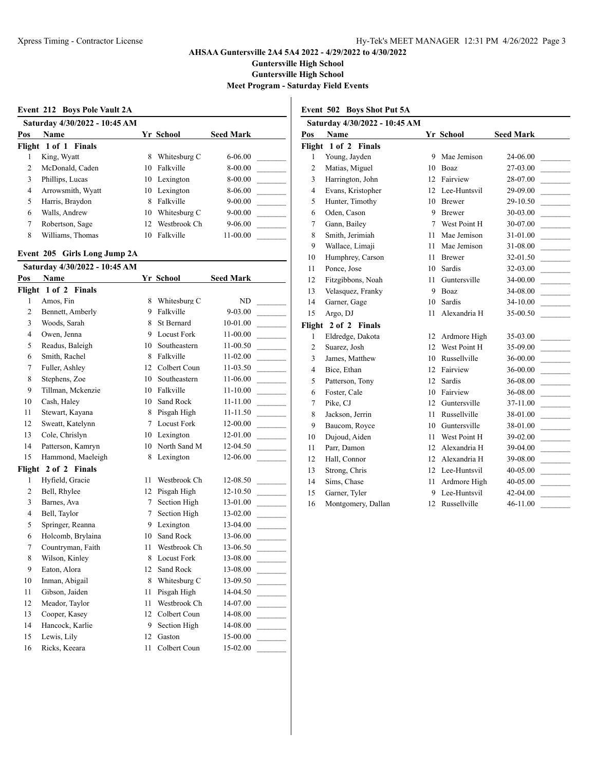## AHSAA Guntersville 2A4 5A4 2022 - 4/29/2022 to 4/30/2022

**Guntersville High School**

**Guntersville High School**

**Meet Program - Saturday Field Events**

### Event 212 Boys Pole Vault 2A

**Saturday 4/30/2022 - 10:45 AM**

| Pos | Name | Yr | School | Seed Mark | |
|---|---|---|---|---|---|
| **Flight 1 of 1 Finals** | | | | | |
| 1 | King, Wyatt | 8 | Whitesburg C | 6-06.00 | _______ |
| 2 | McDonald, Caden | 10 | Falkville | 8-00.00 | _______ |
| 3 | Phillips, Lucas | 10 | Lexington | 8-00.00 | _______ |
| 4 | Arrowsmith, Wyatt | 10 | Lexington | 8-06.00 | _______ |
| 5 | Harris, Braydon | 8 | Falkville | 9-00.00 | _______ |
| 6 | Walls, Andrew | 10 | Whitesburg C | 9-00.00 | _______ |
| 7 | Robertson, Sage | 12 | Westbrook Ch | 9-06.00 | _______ |
| 8 | Williams, Thomas | 10 | Falkville | 11-00.00 | _______ |

### Event 205 Girls Long Jump 2A

**Saturday 4/30/2022 - 10:45 AM**

| Pos | Name | Yr | School | Seed Mark | |
|---|---|---|---|---|---|
| **Flight 1 of 2 Finals** | | | | | |
| 1 | Amos, Fin | 8 | Whitesburg C | ND | _______ |
| 2 | Bennett, Amberly | 9 | Falkville | 9-03.00 | _______ |
| 3 | Woods, Sarah | 8 | St Bernard | 10-01.00 | _______ |
| 4 | Owen, Jenna | 9 | Locust Fork | 11-00.00 | _______ |
| 5 | Readus, Baleigh | 10 | Southeastern | 11-00.50 | _______ |
| 6 | Smith, Rachel | 8 | Falkville | 11-02.00 | _______ |
| 7 | Fuller, Ashley | 12 | Colbert Coun | 11-03.50 | _______ |
| 8 | Stephens, Zoe | 10 | Southeastern | 11-06.00 | _______ |
| 9 | Tillman, Mckenzie | 10 | Falkville | 11-10.00 | _______ |
| 10 | Cash, Haley | 10 | Sand Rock | 11-11.00 | _______ |
| 11 | Stewart, Kayana | 8 | Pisgah High | 11-11.50 | _______ |
| 12 | Sweatt, Katelynn | 7 | Locust Fork | 12-00.00 | _______ |
| 13 | Cole, Chrislyn | 10 | Lexington | 12-01.00 | _______ |
| 14 | Patterson, Kamryn | 10 | North Sand M | 12-04.50 | _______ |
| 15 | Hammond, Maeleigh | 8 | Lexington | 12-06.00 | _______ |
| **Flight 2 of 2 Finals** | | | | | |
| 1 | Hyfield, Gracie | 11 | Westbrook Ch | 12-08.50 | _______ |
| 2 | Bell, Rhylee | 12 | Pisgah High | 12-10.50 | _______ |
| 3 | Barnes, Ava | 7 | Section High | 13-01.00 | _______ |
| 4 | Bell, Taylor | 7 | Section High | 13-02.00 | _______ |
| 5 | Springer, Reanna | 9 | Lexington | 13-04.00 | _______ |
| 6 | Holcomb, Brylaina | 10 | Sand Rock | 13-06.00 | _______ |
| 7 | Countryman, Faith | 11 | Westbrook Ch | 13-06.50 | _______ |
| 8 | Wilson, Kinley | 8 | Locust Fork | 13-08.00 | _______ |
| 9 | Eaton, Alora | 12 | Sand Rock | 13-08.00 | _______ |
| 10 | Inman, Abigail | 8 | Whitesburg C | 13-09.50 | _______ |
| 11 | Gibson, Jaiden | 11 | Pisgah High | 14-04.50 | _______ |
| 12 | Meador, Taylor | 11 | Westbrook Ch | 14-07.00 | _______ |
| 13 | Cooper, Kasey | 12 | Colbert Coun | 14-08.00 | _______ |
| 14 | Hancock, Karlie | 9 | Section High | 14-08.00 | _______ |
| 15 | Lewis, Lily | 12 | Gaston | 15-00.00 | _______ |
| 16 | Ricks, Keeara | 11 | Colbert Coun | 15-02.00 | _______ |

### Event 502 Boys Shot Put 5A

**Saturday 4/30/2022 - 10:45 AM**

| Pos | Name | Yr | School | Seed Mark | |
|---|---|---|---|---|---|
| **Flight 1 of 2 Finals** | | | | | |
| 1 | Young, Jayden | 9 | Mae Jemison | 24-06.00 | _______ |
| 2 | Matias, Miguel | 10 | Boaz | 27-03.00 | _______ |
| 3 | Harrington, John | 12 | Fairview | 28-07.00 | _______ |
| 4 | Evans, Kristopher | 12 | Lee-Huntsvil | 29-09.00 | _______ |
| 5 | Hunter, Timothy | 10 | Brewer | 29-10.50 | _______ |
| 6 | Oden, Cason | 9 | Brewer | 30-03.00 | _______ |
| 7 | Gann, Bailey | 7 | West Point H | 30-07.00 | _______ |
| 8 | Smith, Jerimiah | 11 | Mae Jemison | 31-01.00 | _______ |
| 9 | Wallace, Limaji | 11 | Mae Jemison | 31-08.00 | _______ |
| 10 | Humphrey, Carson | 11 | Brewer | 32-01.50 | _______ |
| 11 | Ponce, Jose | 10 | Sardis | 32-03.00 | _______ |
| 12 | Fitzgibbons, Noah | 11 | Guntersville | 34-00.00 | _______ |
| 13 | Velasquez, Franky | 9 | Boaz | 34-08.00 | _______ |
| 14 | Garner, Gage | 10 | Sardis | 34-10.00 | _______ |
| 15 | Argo, DJ | 11 | Alexandria H | 35-00.50 | _______ |
| **Flight 2 of 2 Finals** | | | | | |
| 1 | Eldredge, Dakota | 12 | Ardmore High | 35-03.00 | _______ |
| 2 | Suarez, Josh | 12 | West Point H | 35-09.00 | _______ |
| 3 | James, Matthew | 10 | Russellville | 36-00.00 | _______ |
| 4 | Bice, Ethan | 12 | Fairview | 36-00.00 | _______ |
| 5 | Patterson, Tony | 12 | Sardis | 36-08.00 | _______ |
| 6 | Foster, Cale | 10 | Fairview | 36-08.00 | _______ |
| 7 | Pike, CJ | 12 | Guntersville | 37-11.00 | _______ |
| 8 | Jackson, Jerrin | 11 | Russellville | 38-01.00 | _______ |
| 9 | Baucom, Royce | 10 | Guntersville | 38-01.00 | _______ |
| 10 | Dujoud, Aiden | 11 | West Point H | 39-02.00 | _______ |
| 11 | Parr, Damon | 12 | Alexandria H | 39-04.00 | _______ |
| 12 | Hall, Connor | 12 | Alexandria H | 39-08.00 | _______ |
| 13 | Strong, Chris | 12 | Lee-Huntsvil | 40-05.00 | _______ |
| 14 | Sims, Chase | 11 | Ardmore High | 40-05.00 | _______ |
| 15 | Garner, Tyler | 9 | Lee-Huntsvil | 42-04.00 | _______ |
| 16 | Montgomery, Dallan | 12 | Russellville | 46-11.00 | _______ |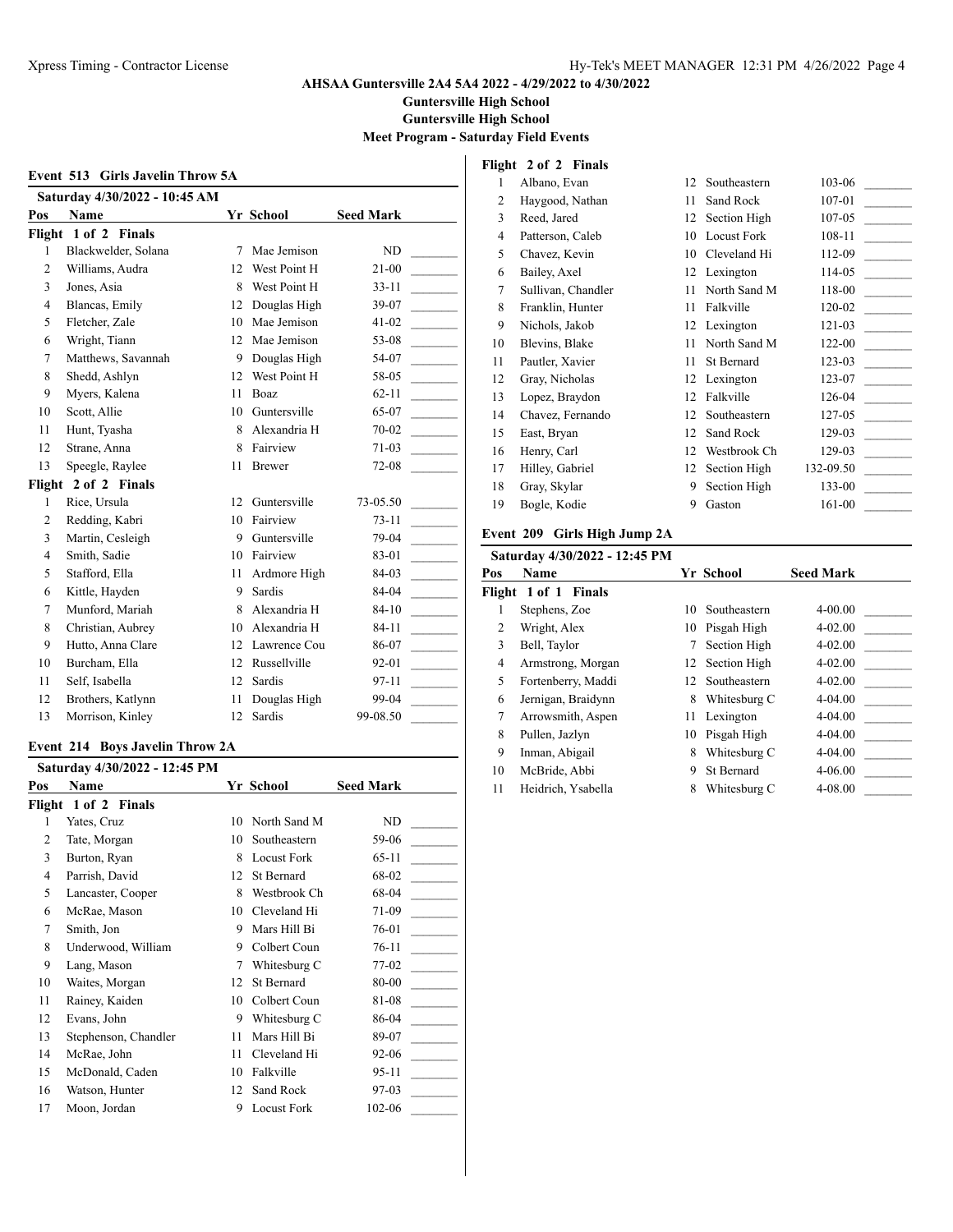AHSAA Guntersville 2A4 5A4 2022 - 4/29/2022 to 4/30/2022

Guntersville High School

Guntersville High School

Meet Program - Saturday Field Events

## Event 513 Girls Javelin Throw 5A

**Saturday 4/30/2022 - 10:45 AM**

| Pos | Name | Yr | School | Seed Mark | |
|---|---|---|---|---|---|
| **Flight 1 of 2 Finals** | | | | | |
| 1 | Blackwelder, Solana | 7 | Mae Jemison | ND | _______ |
| 2 | Williams, Audra | 12 | West Point H | 21-00 | _______ |
| 3 | Jones, Asia | 8 | West Point H | 33-11 | _______ |
| 4 | Blancas, Emily | 12 | Douglas High | 39-07 | _______ |
| 5 | Fletcher, Zale | 10 | Mae Jemison | 41-02 | _______ |
| 6 | Wright, Tiann | 12 | Mae Jemison | 53-08 | _______ |
| 7 | Matthews, Savannah | 9 | Douglas High | 54-07 | _______ |
| 8 | Shedd, Ashlyn | 12 | West Point H | 58-05 | _______ |
| 9 | Myers, Kalena | 11 | Boaz | 62-11 | _______ |
| 10 | Scott, Allie | 10 | Guntersville | 65-07 | _______ |
| 11 | Hunt, Tyasha | 8 | Alexandria H | 70-02 | _______ |
| 12 | Strane, Anna | 8 | Fairview | 71-03 | _______ |
| 13 | Speegle, Raylee | 11 | Brewer | 72-08 | _______ |
| **Flight 2 of 2 Finals** | | | | | |
| 1 | Rice, Ursula | 12 | Guntersville | 73-05.50 | _______ |
| 2 | Redding, Kabri | 10 | Fairview | 73-11 | _______ |
| 3 | Martin, Cesleigh | 9 | Guntersville | 79-04 | _______ |
| 4 | Smith, Sadie | 10 | Fairview | 83-01 | _______ |
| 5 | Stafford, Ella | 11 | Ardmore High | 84-03 | _______ |
| 6 | Kittle, Hayden | 9 | Sardis | 84-04 | _______ |
| 7 | Munford, Mariah | 8 | Alexandria H | 84-10 | _______ |
| 8 | Christian, Aubrey | 10 | Alexandria H | 84-11 | _______ |
| 9 | Hutto, Anna Clare | 12 | Lawrence Cou | 86-07 | _______ |
| 10 | Burcham, Ella | 12 | Russellville | 92-01 | _______ |
| 11 | Self, Isabella | 12 | Sardis | 97-11 | _______ |
| 12 | Brothers, Katlynn | 11 | Douglas High | 99-04 | _______ |
| 13 | Morrison, Kinley | 12 | Sardis | 99-08.50 | _______ |

## Event 214 Boys Javelin Throw 2A

**Saturday 4/30/2022 - 12:45 PM**

| Pos | Name | Yr | School | Seed Mark | |
|---|---|---|---|---|---|
| **Flight 1 of 2 Finals** | | | | | |
| 1 | Yates, Cruz | 10 | North Sand M | ND | _______ |
| 2 | Tate, Morgan | 10 | Southeastern | 59-06 | _______ |
| 3 | Burton, Ryan | 8 | Locust Fork | 65-11 | _______ |
| 4 | Parrish, David | 12 | St Bernard | 68-02 | _______ |
| 5 | Lancaster, Cooper | 8 | Westbrook Ch | 68-04 | _______ |
| 6 | McRae, Mason | 10 | Cleveland Hi | 71-09 | _______ |
| 7 | Smith, Jon | 9 | Mars Hill Bi | 76-01 | _______ |
| 8 | Underwood, William | 9 | Colbert Coun | 76-11 | _______ |
| 9 | Lang, Mason | 7 | Whitesburg C | 77-02 | _______ |
| 10 | Waites, Morgan | 12 | St Bernard | 80-00 | _______ |
| 11 | Rainey, Kaiden | 10 | Colbert Coun | 81-08 | _______ |
| 12 | Evans, John | 9 | Whitesburg C | 86-04 | _______ |
| 13 | Stephenson, Chandler | 11 | Mars Hill Bi | 89-07 | _______ |
| 14 | McRae, John | 11 | Cleveland Hi | 92-06 | _______ |
| 15 | McDonald, Caden | 10 | Falkville | 95-11 | _______ |
| 16 | Watson, Hunter | 12 | Sand Rock | 97-03 | _______ |
| 17 | Moon, Jordan | 9 | Locust Fork | 102-06 | _______ |
| **Flight 2 of 2 Finals** | | | | | |
| 1 | Albano, Evan | 12 | Southeastern | 103-06 | _______ |
| 2 | Haygood, Nathan | 11 | Sand Rock | 107-01 | _______ |
| 3 | Reed, Jared | 12 | Section High | 107-05 | _______ |
| 4 | Patterson, Caleb | 10 | Locust Fork | 108-11 | _______ |
| 5 | Chavez, Kevin | 10 | Cleveland Hi | 112-09 | _______ |
| 6 | Bailey, Axel | 12 | Lexington | 114-05 | _______ |
| 7 | Sullivan, Chandler | 11 | North Sand M | 118-00 | _______ |
| 8 | Franklin, Hunter | 11 | Falkville | 120-02 | _______ |
| 9 | Nichols, Jakob | 12 | Lexington | 121-03 | _______ |
| 10 | Blevins, Blake | 11 | North Sand M | 122-00 | _______ |
| 11 | Pautler, Xavier | 11 | St Bernard | 123-03 | _______ |
| 12 | Gray, Nicholas | 12 | Lexington | 123-07 | _______ |
| 13 | Lopez, Braydon | 12 | Falkville | 126-04 | _______ |
| 14 | Chavez, Fernando | 12 | Southeastern | 127-05 | _______ |
| 15 | East, Bryan | 12 | Sand Rock | 129-03 | _______ |
| 16 | Henry, Carl | 12 | Westbrook Ch | 129-03 | _______ |
| 17 | Hilley, Gabriel | 12 | Section High | 132-09.50 | _______ |
| 18 | Gray, Skylar | 9 | Section High | 133-00 | _______ |
| 19 | Bogle, Kodie | 9 | Gaston | 161-00 | _______ |

## Event 209 Girls High Jump 2A

**Saturday 4/30/2022 - 12:45 PM**

| Pos | Name | Yr | School | Seed Mark | |
|---|---|---|---|---|---|
| **Flight 1 of 1 Finals** | | | | | |
| 1 | Stephens, Zoe | 10 | Southeastern | 4-00.00 | _______ |
| 2 | Wright, Alex | 10 | Pisgah High | 4-02.00 | _______ |
| 3 | Bell, Taylor | 7 | Section High | 4-02.00 | _______ |
| 4 | Armstrong, Morgan | 12 | Section High | 4-02.00 | _______ |
| 5 | Fortenberry, Maddi | 12 | Southeastern | 4-02.00 | _______ |
| 6 | Jernigan, Braidynn | 8 | Whitesburg C | 4-04.00 | _______ |
| 7 | Arrowsmith, Aspen | 11 | Lexington | 4-04.00 | _______ |
| 8 | Pullen, Jazlyn | 10 | Pisgah High | 4-04.00 | _______ |
| 9 | Inman, Abigail | 8 | Whitesburg C | 4-04.00 | _______ |
| 10 | McBride, Abbi | 9 | St Bernard | 4-06.00 | _______ |
| 11 | Heidrich, Ysabella | 8 | Whitesburg C | 4-08.00 | _______ |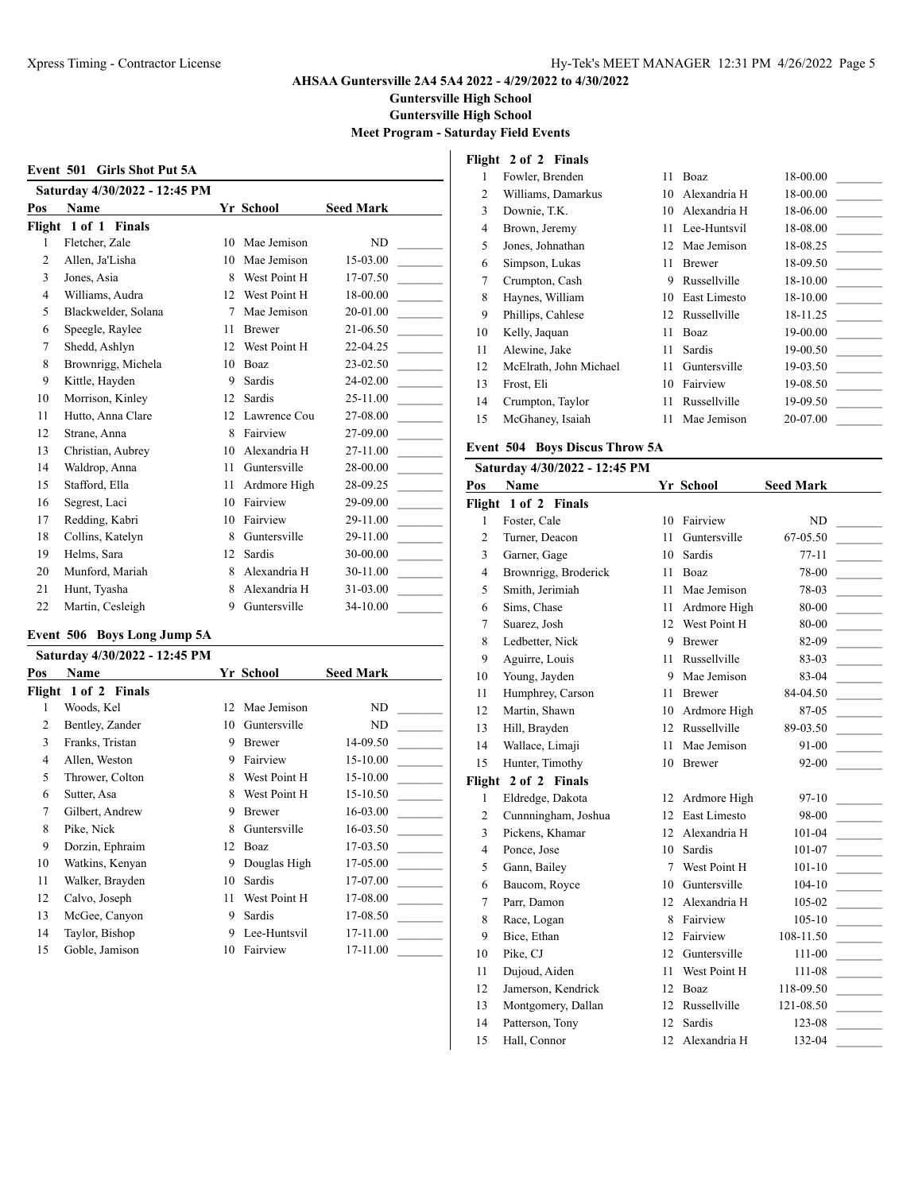AHSAA Guntersville 2A4 5A4 2022 - 4/29/2022 to 4/30/2022

Guntersville High School

Guntersville High School

Meet Program - Saturday Field Events

### Event 501 Girls Shot Put 5A

Saturday 4/30/2022 - 12:45 PM

| Pos | Name | Yr | School | Seed Mark | |
|---|---|---|---|---|---|
| **Flight 1 of 1 Finals** | | | | | |
| 1 | Fletcher, Zale | 10 | Mae Jemison | ND | _______ |
| 2 | Allen, Ja'LIsha | 10 | Mae Jemison | 15-03.00 | _______ |
| 3 | Jones, Asia | 8 | West Point H | 17-07.50 | _______ |
| 4 | Williams, Audra | 12 | West Point H | 18-00.00 | _______ |
| 5 | Blackwelder, Solana | 7 | Mae Jemison | 20-01.00 | _______ |
| 6 | Speegle, Raylee | 11 | Brewer | 21-06.50 | _______ |
| 7 | Shedd, Ashlyn | 12 | West Point H | 22-04.25 | _______ |
| 8 | Brownrigg, Michela | 10 | Boaz | 23-02.50 | _______ |
| 9 | Kittle, Hayden | 9 | Sardis | 24-02.00 | _______ |
| 10 | Morrison, Kinley | 12 | Sardis | 25-11.00 | _______ |
| 11 | Hutto, Anna Clare | 12 | Lawrence Cou | 27-08.00 | _______ |
| 12 | Strane, Anna | 8 | Fairview | 27-09.00 | _______ |
| 13 | Christian, Aubrey | 10 | Alexandria H | 27-11.00 | _______ |
| 14 | Waldrop, Anna | 11 | Guntersville | 28-00.00 | _______ |
| 15 | Stafford, Ella | 11 | Ardmore High | 28-09.25 | _______ |
| 16 | Segrest, Laci | 10 | Fairview | 29-09.00 | _______ |
| 17 | Redding, Kabri | 10 | Fairview | 29-11.00 | _______ |
| 18 | Collins, Katelyn | 8 | Guntersville | 29-11.00 | _______ |
| 19 | Helms, Sara | 12 | Sardis | 30-00.00 | _______ |
| 20 | Munford, Mariah | 8 | Alexandria H | 30-11.00 | _______ |
| 21 | Hunt, Tyasha | 8 | Alexandria H | 31-03.00 | _______ |
| 22 | Martin, Cesleigh | 9 | Guntersville | 34-10.00 | _______ |

### Event 506 Boys Long Jump 5A

Saturday 4/30/2022 - 12:45 PM

| Pos | Name | Yr | School | Seed Mark | |
|---|---|---|---|---|---|
| **Flight 1 of 2 Finals** | | | | | |
| 1 | Woods, Kel | 12 | Mae Jemison | ND | _______ |
| 2 | Bentley, Zander | 10 | Guntersville | ND | _______ |
| 3 | Franks, Tristan | 9 | Brewer | 14-09.50 | _______ |
| 4 | Allen, Weston | 9 | Fairview | 15-10.00 | _______ |
| 5 | Thrower, Colton | 8 | West Point H | 15-10.00 | _______ |
| 6 | Sutter, Asa | 8 | West Point H | 15-10.50 | _______ |
| 7 | Gilbert, Andrew | 9 | Brewer | 16-03.00 | _______ |
| 8 | Pike, Nick | 8 | Guntersville | 16-03.50 | _______ |
| 9 | Dorzin, Ephraim | 12 | Boaz | 17-03.50 | _______ |
| 10 | Watkins, Kenyan | 9 | Douglas High | 17-05.00 | _______ |
| 11 | Walker, Brayden | 10 | Sardis | 17-07.00 | _______ |
| 12 | Calvo, Joseph | 11 | West Point H | 17-08.00 | _______ |
| 13 | McGee, Canyon | 9 | Sardis | 17-08.50 | _______ |
| 14 | Taylor, Bishop | 9 | Lee-Huntsvil | 17-11.00 | _______ |
| 15 | Goble, Jamison | 10 | Fairview | 17-11.00 | _______ |
| **Flight 2 of 2 Finals** | | | | | |
| 1 | Fowler, Brenden | 11 | Boaz | 18-00.00 | _______ |
| 2 | Williams, Damarkus | 10 | Alexandria H | 18-00.00 | _______ |
| 3 | Downie, T.K. | 10 | Alexandria H | 18-06.00 | _______ |
| 4 | Brown, Jeremy | 11 | Lee-Huntsvil | 18-08.00 | _______ |
| 5 | Jones, Johnathan | 12 | Mae Jemison | 18-08.25 | _______ |
| 6 | Simpson, Lukas | 11 | Brewer | 18-09.50 | _______ |
| 7 | Crumpton, Cash | 9 | Russellville | 18-10.00 | _______ |
| 8 | Haynes, William | 10 | East Limesto | 18-10.00 | _______ |
| 9 | Phillips, Cahlese | 12 | Russellville | 18-11.25 | _______ |
| 10 | Kelly, Jaquan | 11 | Boaz | 19-00.00 | _______ |
| 11 | Alewine, Jake | 11 | Sardis | 19-00.50 | _______ |
| 12 | McElrath, John Michael | 11 | Guntersville | 19-03.50 | _______ |
| 13 | Frost, Eli | 10 | Fairview | 19-08.50 | _______ |
| 14 | Crumpton, Taylor | 11 | Russellville | 19-09.50 | _______ |
| 15 | McGhaney, Isaiah | 11 | Mae Jemison | 20-07.00 | _______ |

### Event 504 Boys Discus Throw 5A

Saturday 4/30/2022 - 12:45 PM

| Pos | Name | Yr | School | Seed Mark | |
|---|---|---|---|---|---|
| **Flight 1 of 2 Finals** | | | | | |
| 1 | Foster, Cale | 10 | Fairview | ND | _______ |
| 2 | Turner, Deacon | 11 | Guntersville | 67-05.50 | _______ |
| 3 | Garner, Gage | 10 | Sardis | 77-11 | _______ |
| 4 | Brownrigg, Broderick | 11 | Boaz | 78-00 | _______ |
| 5 | Smith, Jerimiah | 11 | Mae Jemison | 78-03 | _______ |
| 6 | Sims, Chase | 11 | Ardmore High | 80-00 | _______ |
| 7 | Suarez, Josh | 12 | West Point H | 80-00 | _______ |
| 8 | Ledbetter, Nick | 9 | Brewer | 82-09 | _______ |
| 9 | Aguirre, Louis | 11 | Russellville | 83-03 | _______ |
| 10 | Young, Jayden | 9 | Mae Jemison | 83-04 | _______ |
| 11 | Humphrey, Carson | 11 | Brewer | 84-04.50 | _______ |
| 12 | Martin, Shawn | 10 | Ardmore High | 87-05 | _______ |
| 13 | Hill, Brayden | 12 | Russellville | 89-03.50 | _______ |
| 14 | Wallace, Limaji | 11 | Mae Jemison | 91-00 | _______ |
| 15 | Hunter, Timothy | 10 | Brewer | 92-00 | _______ |
| **Flight 2 of 2 Finals** | | | | | |
| 1 | Eldredge, Dakota | 12 | Ardmore High | 97-10 | _______ |
| 2 | Cunnningham, Joshua | 12 | East Limesto | 98-00 | _______ |
| 3 | Pickens, Khamar | 12 | Alexandria H | 101-04 | _______ |
| 4 | Ponce, Jose | 10 | Sardis | 101-07 | _______ |
| 5 | Gann, Bailey | 7 | West Point H | 101-10 | _______ |
| 6 | Baucom, Royce | 10 | Guntersville | 104-10 | _______ |
| 7 | Parr, Damon | 12 | Alexandria H | 105-02 | _______ |
| 8 | Race, Logan | 8 | Fairview | 105-10 | _______ |
| 9 | Bice, Ethan | 12 | Fairview | 108-11.50 | _______ |
| 10 | Pike, CJ | 12 | Guntersville | 111-00 | _______ |
| 11 | Dujoud, Aiden | 11 | West Point H | 111-08 | _______ |
| 12 | Jamerson, Kendrick | 12 | Boaz | 118-09.50 | _______ |
| 13 | Montgomery, Dallan | 12 | Russellville | 121-08.50 | _______ |
| 14 | Patterson, Tony | 12 | Sardis | 123-08 | _______ |
| 15 | Hall, Connor | 12 | Alexandria H | 132-04 | _______ |